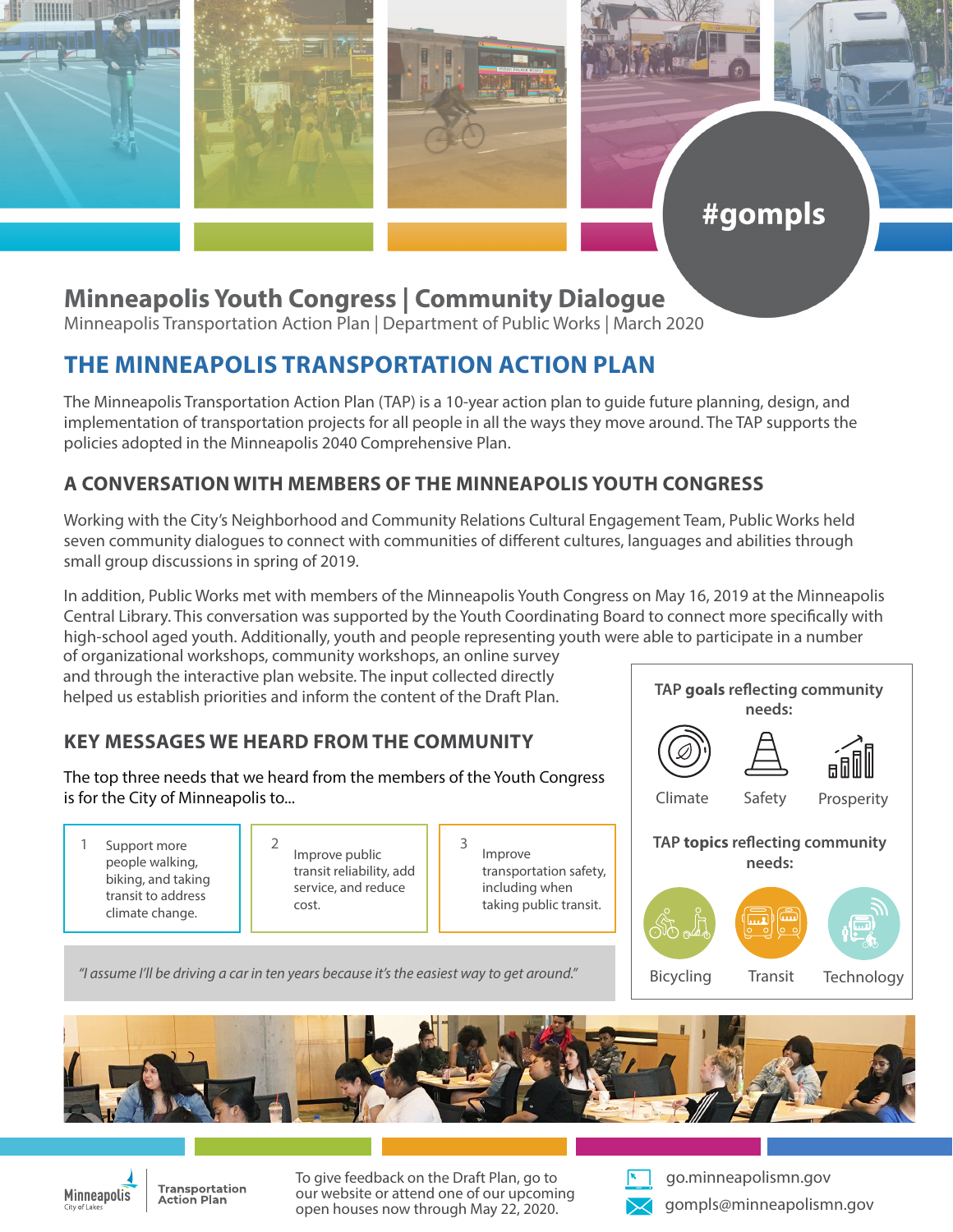#gompls

# Minneapolis Youth Congress | Community Dialogue

Minneapolis Transportation Action Plan | Department of Public Works | March 2020

## THE MINNEAPOLIS TRANSPORTATION ACTION PLAN

The Minneapolis Transportation Action Plan (TAP) is a 10-year action plan to guide future planning, design, and implementation of transportation projects for all people in all the ways they move around. The TAP supports the policies adopted in the Minneapolis 2040 Comprehensive Plan.

### A CONVERSATION WITH MEMBERS OF THE MINNEAPOLIS YOUTH CONGRESS

Working with the City's Neighborhood and Community Relations Cultural Engagement Team, Public Works held seven community dialogues to connect with communities of different cultures, languages and abilities through small group discussions in spring of 2019.

In addition, Public Works met with members of the Minneapolis Youth Congress on May 16, 2019 at the Minneapolis Central Library. This conversation was supported by the Youth Coordinating Board to connect more specifically with high-school aged youth. Additionally, youth and people representing youth were able to participate in a number of organizational workshops, community workshops, an online survey and through the interactive plan website. The input collected directly helped us establish priorities and inform the content of the Draft Plan.

### KEY MESSAGES WE HEARD FROM THE COMMUNITY

The top three needs that we heard from the members of the Youth Congress is for the City of Minneapolis to...

1. Support more people walking, biking, and taking transit to address climate change.
2. Improve public transit reliability, add service, and reduce cost.
3. Improve transportation safety, including when taking public transit.

*"I assume I'll be driving a car in ten years because it's the easiest way to get around."*

**TAP goals reflecting community needs:**

- Climate
- Safety
- Prosperity

**TAP topics reflecting community needs:**

- Bicycling
- Transit
- Technology

Minneapolis City of Lakes | Transportation Action Plan

To give feedback on the Draft Plan, go to our website or attend one of our upcoming open houses now through May 22, 2020.

go.minneapolismn.gov

gompls@minneapolismn.gov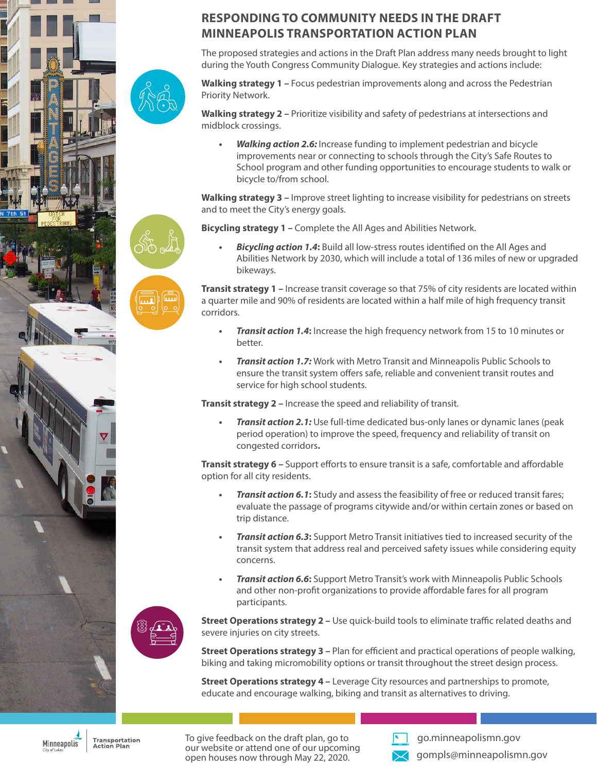# RESPONDING TO COMMUNITY NEEDS IN THE DRAFT MINNEAPOLIS TRANSPORTATION ACTION PLAN

The proposed strategies and actions in the Draft Plan address many needs brought to light during the Youth Congress Community Dialogue. Key strategies and actions include:

**Walking strategy 1 –** Focus pedestrian improvements along and across the Pedestrian Priority Network.

**Walking strategy 2 –** Prioritize visibility and safety of pedestrians at intersections and midblock crossings.

- ***Walking action 2.6:*** Increase funding to implement pedestrian and bicycle improvements near or connecting to schools through the City's Safe Routes to School program and other funding opportunities to encourage students to walk or bicycle to/from school.

**Walking strategy 3 –** Improve street lighting to increase visibility for pedestrians on streets and to meet the City's energy goals.

**Bicycling strategy 1 –** Complete the All Ages and Abilities Network.

- ***Bicycling action 1.4*:** Build all low-stress routes identified on the All Ages and Abilities Network by 2030, which will include a total of 136 miles of new or upgraded bikeways.

**Transit strategy 1 –** Increase transit coverage so that 75% of city residents are located within a quarter mile and 90% of residents are located within a half mile of high frequency transit corridors.

- ***Transit action 1.4*:** Increase the high frequency network from 15 to 10 minutes or better.
- ***Transit action 1.7:*** Work with Metro Transit and Minneapolis Public Schools to ensure the transit system offers safe, reliable and convenient transit routes and service for high school students.

**Transit strategy 2 –** Increase the speed and reliability of transit.

- ***Transit action 2.1:*** Use full-time dedicated bus-only lanes or dynamic lanes (peak period operation) to improve the speed, frequency and reliability of transit on congested corridors**.**

**Transit strategy 6 –** Support efforts to ensure transit is a safe, comfortable and affordable option for all city residents.

- ***Transit action 6.1*:** Study and assess the feasibility of free or reduced transit fares; evaluate the passage of programs citywide and/or within certain zones or based on trip distance.
- ***Transit action 6.3*:** Support Metro Transit initiatives tied to increased security of the transit system that address real and perceived safety issues while considering equity concerns.
- ***Transit action 6.6*:** Support Metro Transit's work with Minneapolis Public Schools and other non-profit organizations to provide affordable fares for all program participants.

**Street Operations strategy 2 –** Use quick-build tools to eliminate traffic related deaths and severe injuries on city streets.

**Street Operations strategy 3 –** Plan for efficient and practical operations of people walking, biking and taking micromobility options or transit throughout the street design process.

**Street Operations strategy 4 –** Leverage City resources and partnerships to promote, educate and encourage walking, biking and transit as alternatives to driving.

Minneapolis City of Lakes | Transportation Action Plan

To give feedback on the draft plan, go to our website or attend one of our upcoming open houses now through May 22, 2020.

go.minneapolismn.gov

gompls@minneapolismn.gov